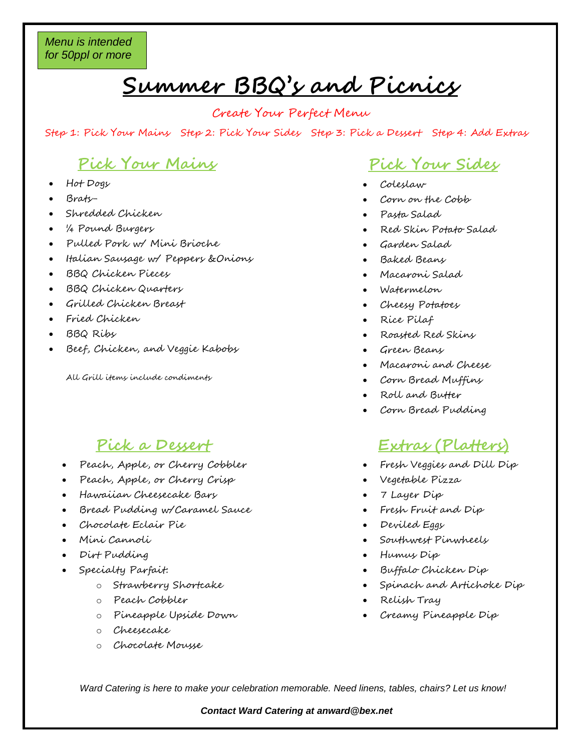*Menu is intended for 50ppl or more*

# Summer BBQ's and Picnics

Create Your Perfect Menu

Step 1: Pick Your Mains Step 2: Pick Your Sides Step 3: Pick a Dessert Step 4: Add Extras

## Pick Your Mains

- Hot Dogs
- Brats–
- Shredded Chicken
- ¼ Pound Burgers
- Pulled Pork w/ Mini Brioche
- Italian Sausage w/ Peppers &Onions
- BBQ Chicken Pieces
- BBQ Chicken Quarters
- Grilled Chicken Breast
- Fried Chicken
- BBQ Ribs
- Beef, Chicken, and Veggie Kabobs

All Grill items include condiments

## Pick Your Sides

- Coleslaw
- Corn on the Cobb
- Pasta Salad
- Red Skin Potato Salad
- Garden Salad
- Baked Beans
- Macaroni Salad
- Watermelon
- Cheesy Potatoes
- Rice Pilaf
- Roasted Red Skins
- Green Beans
- Macaroni and Cheese
- Corn Bread Muffins
- Roll and Butter
- Corn Bread Pudding

## Pick a Dessert

- Peach, Apple, or Cherry Cobbler
- Peach, Apple, or Cherry Crisp
- Hawaiian Cheesecake Bars
- Bread Pudding w/Caramel Sauce
- Chocolate Eclair Pie
- Mini Cannoli
- Dirt Pudding
- Specialty Parfait:
  - Strawberry Shortcake
  - Peach Cobbler
  - Pineapple Upside Down
  - Cheesecake
  - Chocolate Mousse

## Extras (Platters)

- Fresh Veggies and Dill Dip
- Vegetable Pizza
- 7 Layer Dip
- Fresh Fruit and Dip
- Deviled Eggs
- Southwest Pinwheels
- Humus Dip
- Buffalo Chicken Dip
- Spinach and Artichoke Dip
- Relish Tray
- Creamy Pineapple Dip

*Ward Catering is here to make your celebration memorable. Need linens, tables, chairs? Let us know!*

***Contact Ward Catering at anward@bex.net***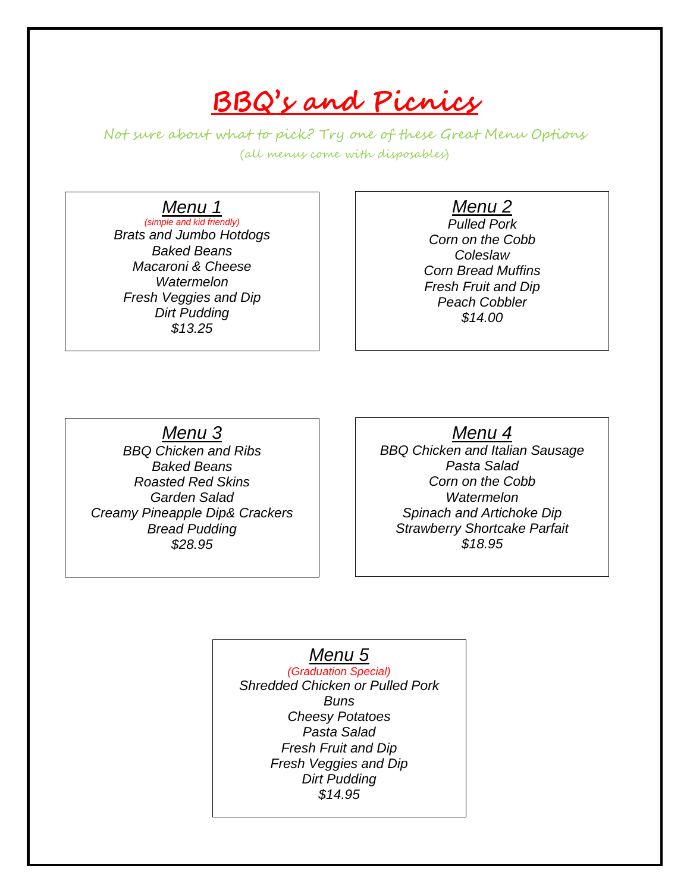# BBQ's and Picnics

Not sure about what to pick? Try one of these Great Menu Options

(all menus come with disposables)

## *Menu 1*

*(simple and kid friendly)*

*Brats and Jumbo Hotdogs*
*Baked Beans*
*Macaroni & Cheese*
*Watermelon*
*Fresh Veggies and Dip*
*Dirt Pudding*
*$13.25*

## *Menu 2*

*Pulled Pork*
*Corn on the Cobb*
*Coleslaw*
*Corn Bread Muffins*
*Fresh Fruit and Dip*
*Peach Cobbler*
*$14.00*

## *Menu 3*

*BBQ Chicken and Ribs*
*Baked Beans*
*Roasted Red Skins*
*Garden Salad*
*Creamy Pineapple Dip& Crackers*
*Bread Pudding*
*$28.95*

## *Menu 4*

*BBQ Chicken and Italian Sausage*
*Pasta Salad*
*Corn on the Cobb*
*Watermelon*
*Spinach and Artichoke Dip*
*Strawberry Shortcake Parfait*
*$18.95*

## *Menu 5*

*(Graduation Special)*

*Shredded Chicken or Pulled Pork*
*Buns*
*Cheesy Potatoes*
*Pasta Salad*
*Fresh Fruit and Dip*
*Fresh Veggies and Dip*
*Dirt Pudding*
*$14.95*